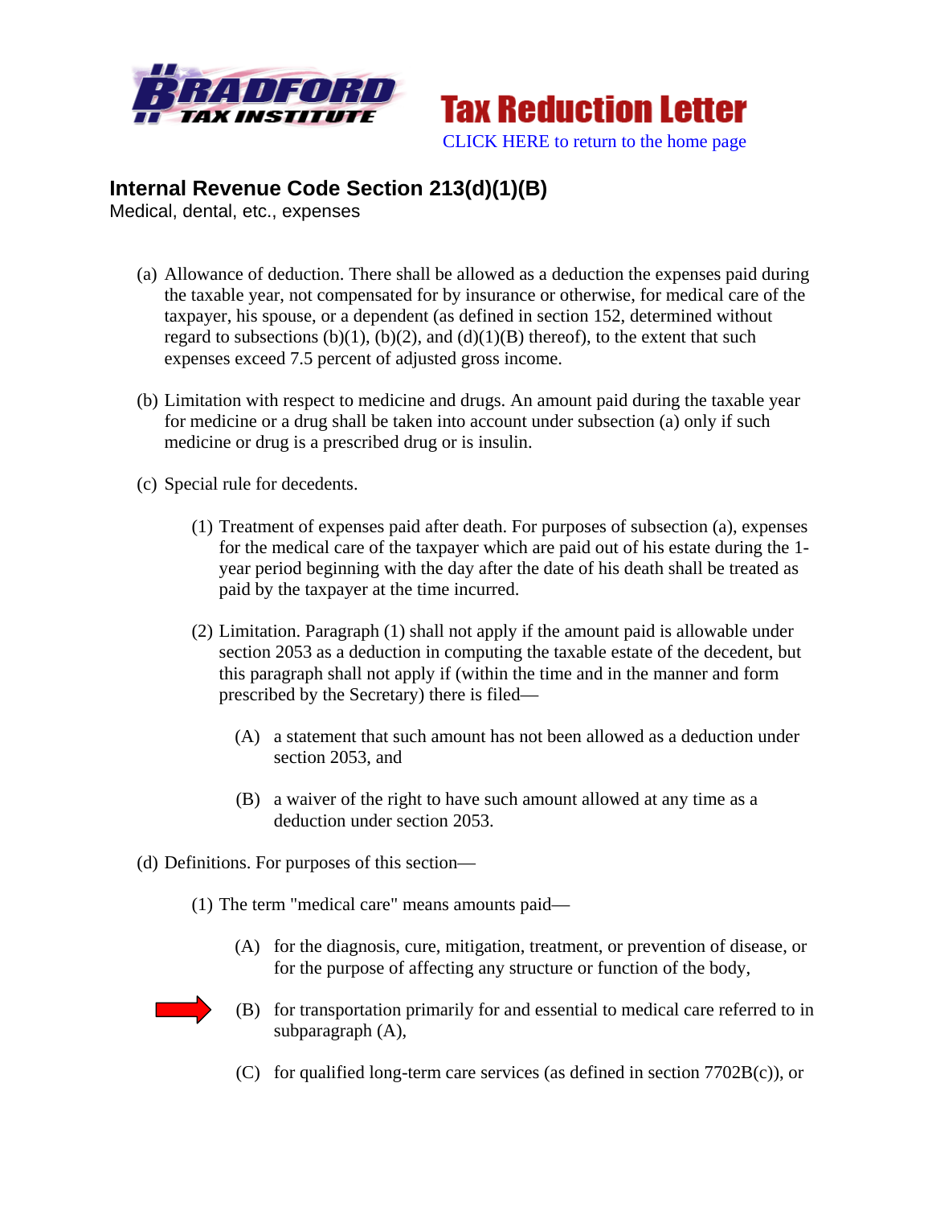Tax Reduction Letter

CLICK HERE to return to the home page

## Internal Revenue Code Section 213(d)(1)(B)

Medical, dental, etc., expenses

(a) Allowance of deduction. There shall be allowed as a deduction the expenses paid during the taxable year, not compensated for by insurance or otherwise, for medical care of the taxpayer, his spouse, or a dependent (as defined in section 152, determined without regard to subsections (b)(1), (b)(2), and (d)(1)(B) thereof), to the extent that such expenses exceed 7.5 percent of adjusted gross income.

(b) Limitation with respect to medicine and drugs. An amount paid during the taxable year for medicine or a drug shall be taken into account under subsection (a) only if such medicine or drug is a prescribed drug or is insulin.

(c) Special rule for decedents.

(1) Treatment of expenses paid after death. For purposes of subsection (a), expenses for the medical care of the taxpayer which are paid out of his estate during the 1-year period beginning with the day after the date of his death shall be treated as paid by the taxpayer at the time incurred.

(2) Limitation. Paragraph (1) shall not apply if the amount paid is allowable under section 2053 as a deduction in computing the taxable estate of the decedent, but this paragraph shall not apply if (within the time and in the manner and form prescribed by the Secretary) there is filed—

(A) a statement that such amount has not been allowed as a deduction under section 2053, and

(B) a waiver of the right to have such amount allowed at any time as a deduction under section 2053.

(d) Definitions. For purposes of this section—

(1) The term "medical care" means amounts paid—

(A) for the diagnosis, cure, mitigation, treatment, or prevention of disease, or for the purpose of affecting any structure or function of the body,

(B) for transportation primarily for and essential to medical care referred to in subparagraph (A),

(C) for qualified long-term care services (as defined in section 7702B(c)), or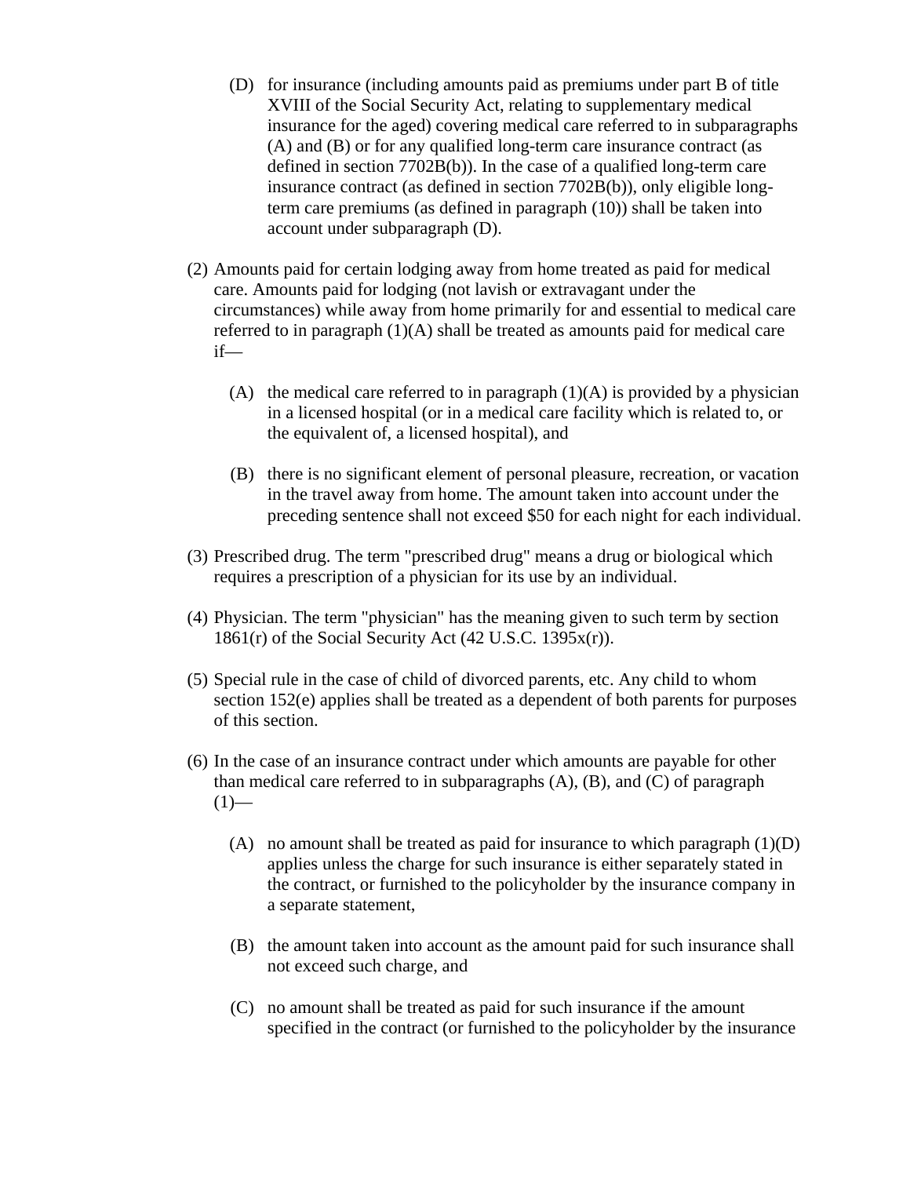- (D) for insurance (including amounts paid as premiums under part B of title XVIII of the Social Security Act, relating to supplementary medical insurance for the aged) covering medical care referred to in subparagraphs (A) and (B) or for any qualified long-term care insurance contract (as defined in section 7702B(b)). In the case of a qualified long-term care insurance contract (as defined in section 7702B(b)), only eligible long-term care premiums (as defined in paragraph (10)) shall be taken into account under subparagraph (D).

(2) Amounts paid for certain lodging away from home treated as paid for medical care. Amounts paid for lodging (not lavish or extravagant under the circumstances) while away from home primarily for and essential to medical care referred to in paragraph (1)(A) shall be treated as amounts paid for medical care if—

- (A) the medical care referred to in paragraph (1)(A) is provided by a physician in a licensed hospital (or in a medical care facility which is related to, or the equivalent of, a licensed hospital), and
- (B) there is no significant element of personal pleasure, recreation, or vacation in the travel away from home. The amount taken into account under the preceding sentence shall not exceed $50 for each night for each individual.

(3) Prescribed drug. The term "prescribed drug" means a drug or biological which requires a prescription of a physician for its use by an individual.

(4) Physician. The term "physician" has the meaning given to such term by section 1861(r) of the Social Security Act (42 U.S.C. 1395x(r)).

(5) Special rule in the case of child of divorced parents, etc. Any child to whom section 152(e) applies shall be treated as a dependent of both parents for purposes of this section.

(6) In the case of an insurance contract under which amounts are payable for other than medical care referred to in subparagraphs (A), (B), and (C) of paragraph (1)—

- (A) no amount shall be treated as paid for insurance to which paragraph (1)(D) applies unless the charge for such insurance is either separately stated in the contract, or furnished to the policyholder by the insurance company in a separate statement,
- (B) the amount taken into account as the amount paid for such insurance shall not exceed such charge, and
- (C) no amount shall be treated as paid for such insurance if the amount specified in the contract (or furnished to the policyholder by the insurance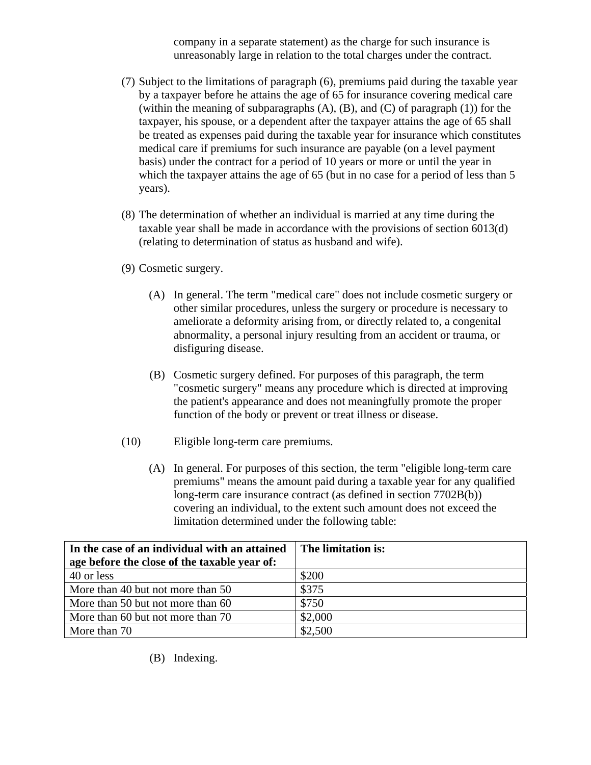company in a separate statement) as the charge for such insurance is unreasonably large in relation to the total charges under the contract.

(7) Subject to the limitations of paragraph (6), premiums paid during the taxable year by a taxpayer before he attains the age of 65 for insurance covering medical care (within the meaning of subparagraphs (A), (B), and (C) of paragraph (1)) for the taxpayer, his spouse, or a dependent after the taxpayer attains the age of 65 shall be treated as expenses paid during the taxable year for insurance which constitutes medical care if premiums for such insurance are payable (on a level payment basis) under the contract for a period of 10 years or more or until the year in which the taxpayer attains the age of 65 (but in no case for a period of less than 5 years).

(8) The determination of whether an individual is married at any time during the taxable year shall be made in accordance with the provisions of section 6013(d) (relating to determination of status as husband and wife).

(9) Cosmetic surgery.

(A) In general. The term "medical care" does not include cosmetic surgery or other similar procedures, unless the surgery or procedure is necessary to ameliorate a deformity arising from, or directly related to, a congenital abnormality, a personal injury resulting from an accident or trauma, or disfiguring disease.

(B) Cosmetic surgery defined. For purposes of this paragraph, the term "cosmetic surgery" means any procedure which is directed at improving the patient's appearance and does not meaningfully promote the proper function of the body or prevent or treat illness or disease.

(10) Eligible long-term care premiums.

(A) In general. For purposes of this section, the term "eligible long-term care premiums" means the amount paid during a taxable year for any qualified long-term care insurance contract (as defined in section 7702B(b)) covering an individual, to the extent such amount does not exceed the limitation determined under the following table:

| **In the case of an individual with an attained age before the close of the taxable year of:** | **The limitation is:** |
|---|---|
| 40 or less | $200 |
| More than 40 but not more than 50 | $375 |
| More than 50 but not more than 60 | $750 |
| More than 60 but not more than 70 | $2,000 |
| More than 70 | $2,500 |

(B) Indexing.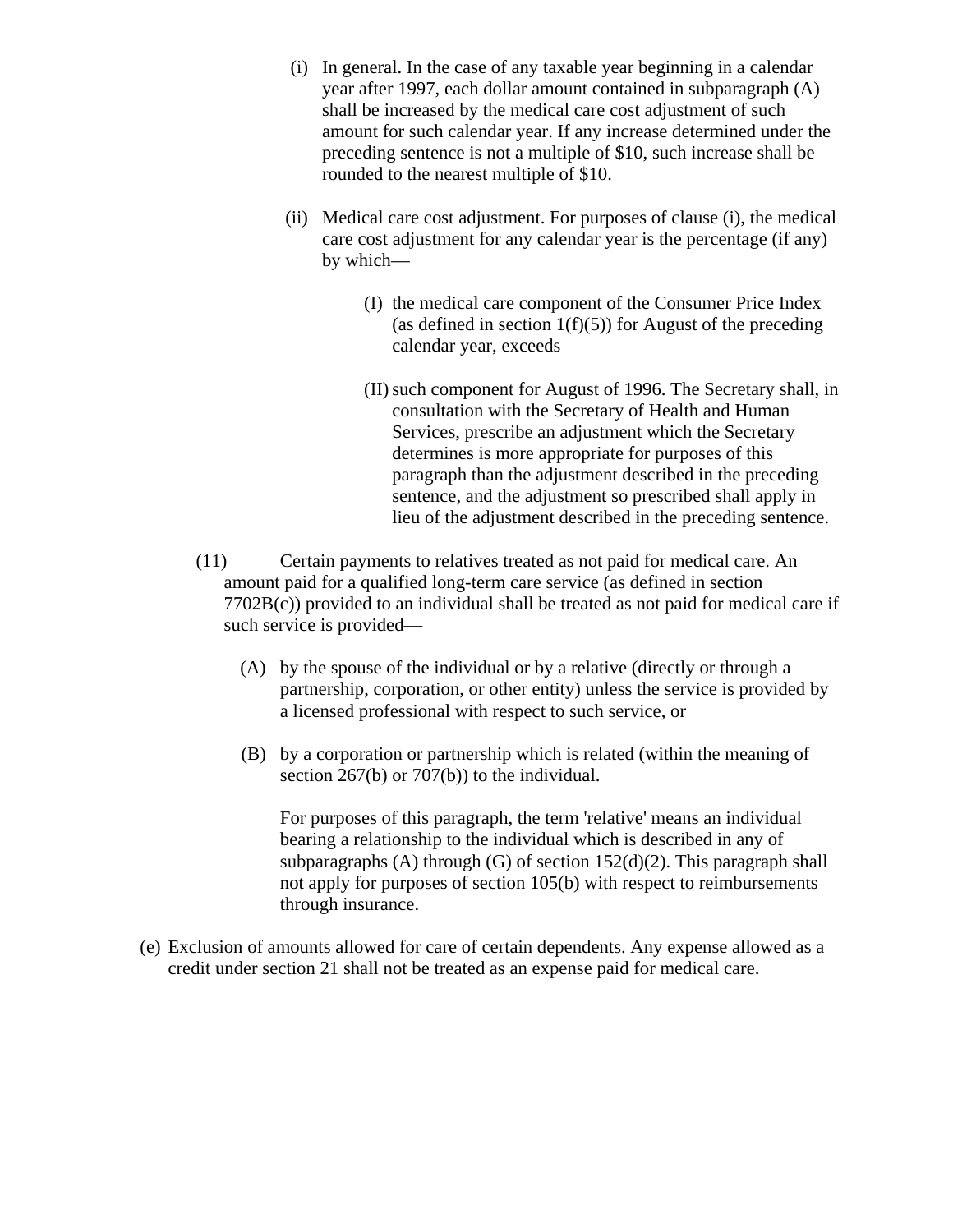- (i) In general. In the case of any taxable year beginning in a calendar year after 1997, each dollar amount contained in subparagraph (A) shall be increased by the medical care cost adjustment of such amount for such calendar year. If any increase determined under the preceding sentence is not a multiple of $10, such increase shall be rounded to the nearest multiple of $10.

- (ii) Medical care cost adjustment. For purposes of clause (i), the medical care cost adjustment for any calendar year is the percentage (if any) by which—

  - (I) the medical care component of the Consumer Price Index (as defined in section 1(f)(5)) for August of the preceding calendar year, exceeds

  - (II) such component for August of 1996. The Secretary shall, in consultation with the Secretary of Health and Human Services, prescribe an adjustment which the Secretary determines is more appropriate for purposes of this paragraph than the adjustment described in the preceding sentence, and the adjustment so prescribed shall apply in lieu of the adjustment described in the preceding sentence.

(11) Certain payments to relatives treated as not paid for medical care. An amount paid for a qualified long-term care service (as defined in section 7702B(c)) provided to an individual shall be treated as not paid for medical care if such service is provided—

- (A) by the spouse of the individual or by a relative (directly or through a partnership, corporation, or other entity) unless the service is provided by a licensed professional with respect to such service, or

- (B) by a corporation or partnership which is related (within the meaning of section 267(b) or 707(b)) to the individual.

  For purposes of this paragraph, the term 'relative' means an individual bearing a relationship to the individual which is described in any of subparagraphs (A) through (G) of section 152(d)(2). This paragraph shall not apply for purposes of section 105(b) with respect to reimbursements through insurance.

(e) Exclusion of amounts allowed for care of certain dependents. Any expense allowed as a credit under section 21 shall not be treated as an expense paid for medical care.